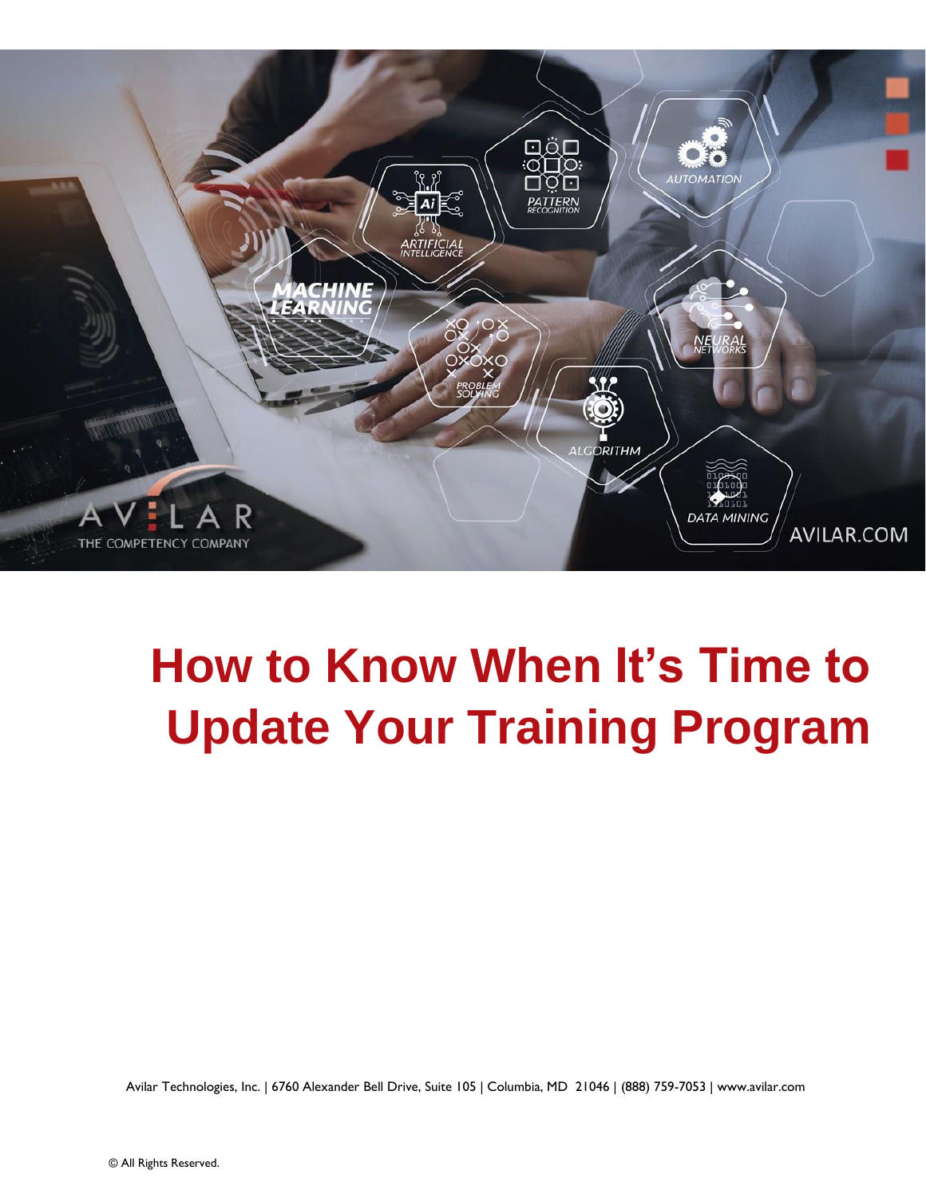# How to Know When It's Time to Update Your Training Program

Avilar Technologies, Inc. | 6760 Alexander Bell Drive, Suite 105 | Columbia, MD 21046 | (888) 759-7053 | www.avilar.com

© All Rights Reserved.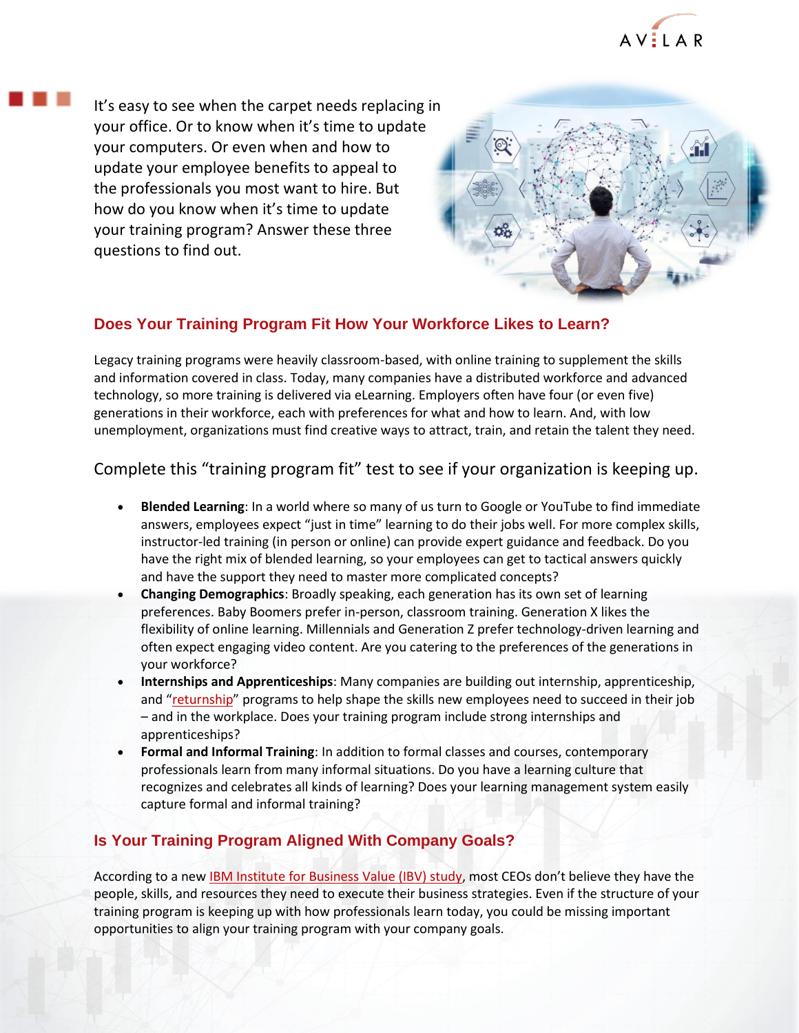It's easy to see when the carpet needs replacing in your office. Or to know when it's time to update your computers. Or even when and how to update your employee benefits to appeal to the professionals you most want to hire. But how do you know when it's time to update your training program? Answer these three questions to find out.

## Does Your Training Program Fit How Your Workforce Likes to Learn?

Legacy training programs were heavily classroom-based, with online training to supplement the skills and information covered in class. Today, many companies have a distributed workforce and advanced technology, so more training is delivered via eLearning. Employers often have four (or even five) generations in their workforce, each with preferences for what and how to learn. And, with low unemployment, organizations must find creative ways to attract, train, and retain the talent they need.

Complete this "training program fit" test to see if your organization is keeping up.

- **Blended Learning**: In a world where so many of us turn to Google or YouTube to find immediate answers, employees expect "just in time" learning to do their jobs well. For more complex skills, instructor-led training (in person or online) can provide expert guidance and feedback. Do you have the right mix of blended learning, so your employees can get to tactical answers quickly and have the support they need to master more complicated concepts?
- **Changing Demographics**: Broadly speaking, each generation has its own set of learning preferences. Baby Boomers prefer in-person, classroom training. Generation X likes the flexibility of online learning. Millennials and Generation Z prefer technology-driven learning and often expect engaging video content. Are you catering to the preferences of the generations in your workforce?
- **Internships and Apprenticeships**: Many companies are building out internship, apprenticeship, and "returnship" programs to help shape the skills new employees need to succeed in their job – and in the workplace. Does your training program include strong internships and apprenticeships?
- **Formal and Informal Training**: In addition to formal classes and courses, contemporary professionals learn from many informal situations. Do you have a learning culture that recognizes and celebrates all kinds of learning? Does your learning management system easily capture formal and informal training?

## Is Your Training Program Aligned With Company Goals?

According to a new IBM Institute for Business Value (IBV) study, most CEOs don't believe they have the people, skills, and resources they need to execute their business strategies. Even if the structure of your training program is keeping up with how professionals learn today, you could be missing important opportunities to align your training program with your company goals.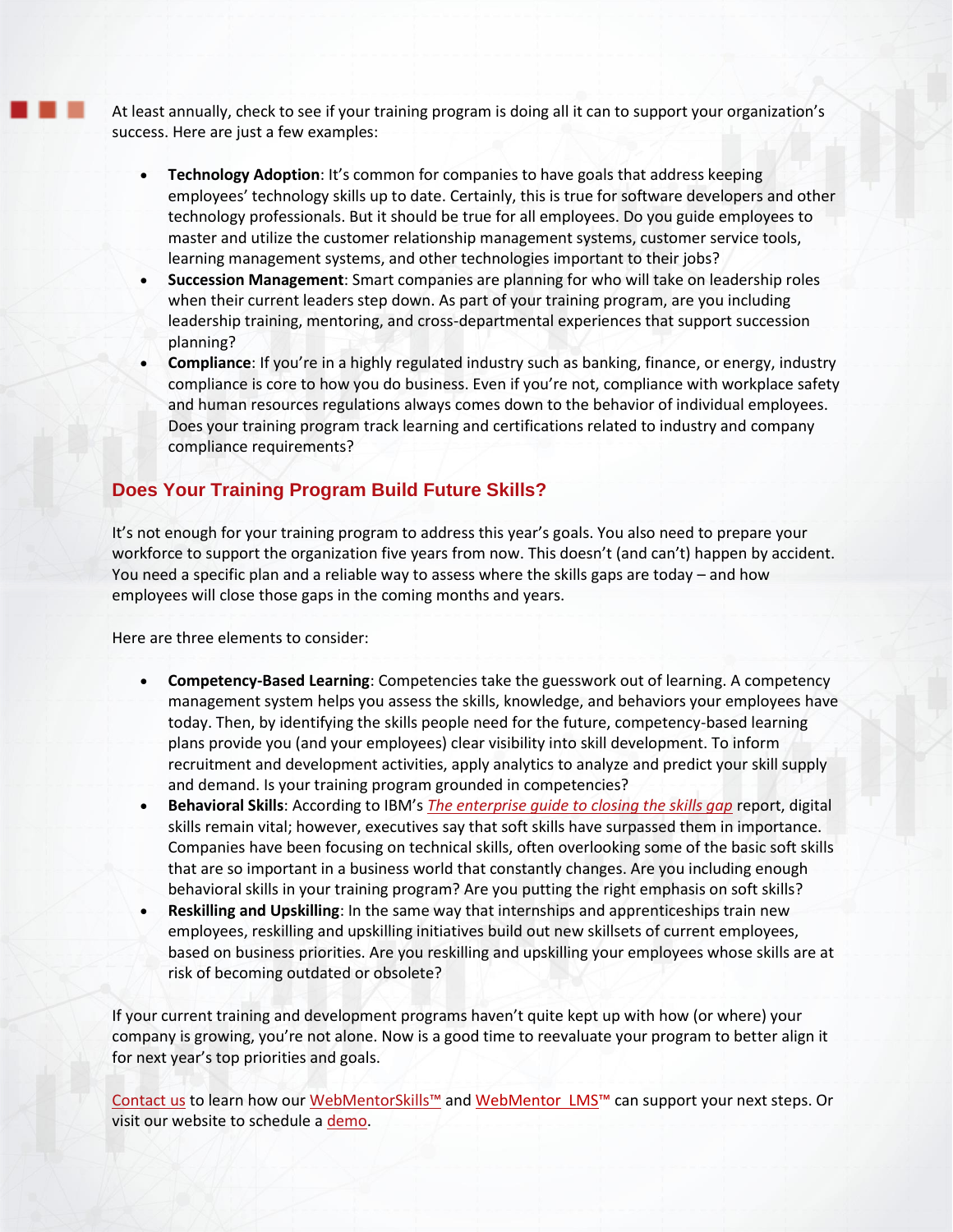At least annually, check to see if your training program is doing all it can to support your organization's success. Here are just a few examples:

- **Technology Adoption**: It's common for companies to have goals that address keeping employees' technology skills up to date. Certainly, this is true for software developers and other technology professionals. But it should be true for all employees. Do you guide employees to master and utilize the customer relationship management systems, customer service tools, learning management systems, and other technologies important to their jobs?
- **Succession Management**: Smart companies are planning for who will take on leadership roles when their current leaders step down. As part of your training program, are you including leadership training, mentoring, and cross-departmental experiences that support succession planning?
- **Compliance**: If you're in a highly regulated industry such as banking, finance, or energy, industry compliance is core to how you do business. Even if you're not, compliance with workplace safety and human resources regulations always comes down to the behavior of individual employees. Does your training program track learning and certifications related to industry and company compliance requirements?

## Does Your Training Program Build Future Skills?

It's not enough for your training program to address this year's goals. You also need to prepare your workforce to support the organization five years from now. This doesn't (and can't) happen by accident. You need a specific plan and a reliable way to assess where the skills gaps are today – and how employees will close those gaps in the coming months and years.

Here are three elements to consider:

- **Competency-Based Learning**: Competencies take the guesswork out of learning. A competency management system helps you assess the skills, knowledge, and behaviors your employees have today. Then, by identifying the skills people need for the future, competency-based learning plans provide you (and your employees) clear visibility into skill development. To inform recruitment and development activities, apply analytics to analyze and predict your skill supply and demand. Is your training program grounded in competencies?
- **Behavioral Skills**: According to IBM's *The enterprise guide to closing the skills gap* report, digital skills remain vital; however, executives say that soft skills have surpassed them in importance. Companies have been focusing on technical skills, often overlooking some of the basic soft skills that are so important in a business world that constantly changes. Are you including enough behavioral skills in your training program? Are you putting the right emphasis on soft skills?
- **Reskilling and Upskilling**: In the same way that internships and apprenticeships train new employees, reskilling and upskilling initiatives build out new skillsets of current employees, based on business priorities. Are you reskilling and upskilling your employees whose skills are at risk of becoming outdated or obsolete?

If your current training and development programs haven't quite kept up with how (or where) your company is growing, you're not alone. Now is a good time to reevaluate your program to better align it for next year's top priorities and goals.

Contact us to learn how our WebMentorSkills™ and WebMentor LMS™ can support your next steps. Or visit our website to schedule a demo.